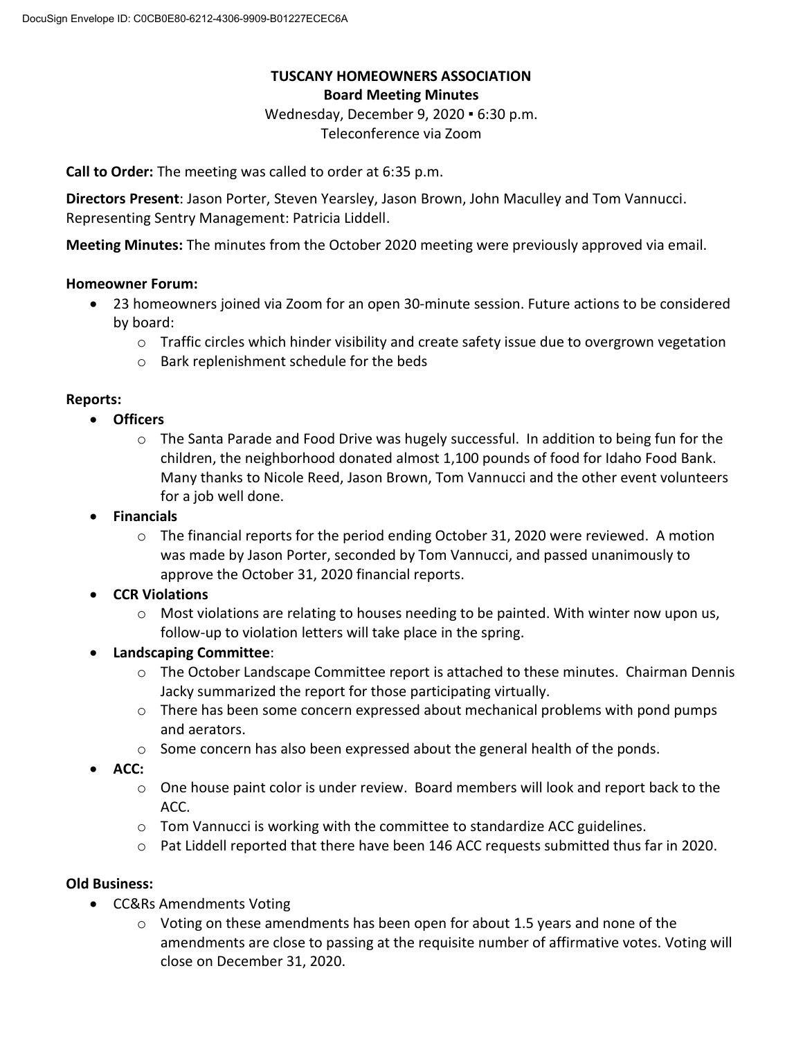# TUSCANY HOMEOWNERS ASSOCIATION
## Board Meeting Minutes

Wednesday, December 9, 2020 ▪ 6:30 p.m.
Teleconference via Zoom

**Call to Order:** The meeting was called to order at 6:35 p.m.

**Directors Present**: Jason Porter, Steven Yearsley, Jason Brown, John Maculley and Tom Vannucci. Representing Sentry Management: Patricia Liddell.

**Meeting Minutes:** The minutes from the October 2020 meeting were previously approved via email.

**Homeowner Forum:**

- 23 homeowners joined via Zoom for an open 30-minute session. Future actions to be considered by board:
    - Traffic circles which hinder visibility and create safety issue due to overgrown vegetation
    - Bark replenishment schedule for the beds

**Reports:**

- **Officers**
    - The Santa Parade and Food Drive was hugely successful. In addition to being fun for the children, the neighborhood donated almost 1,100 pounds of food for Idaho Food Bank. Many thanks to Nicole Reed, Jason Brown, Tom Vannucci and the other event volunteers for a job well done.
- **Financials**
    - The financial reports for the period ending October 31, 2020 were reviewed. A motion was made by Jason Porter, seconded by Tom Vannucci, and passed unanimously to approve the October 31, 2020 financial reports.
- **CCR Violations**
    - Most violations are relating to houses needing to be painted. With winter now upon us, follow-up to violation letters will take place in the spring.
- **Landscaping Committee**:
    - The October Landscape Committee report is attached to these minutes. Chairman Dennis Jacky summarized the report for those participating virtually.
    - There has been some concern expressed about mechanical problems with pond pumps and aerators.
    - Some concern has also been expressed about the general health of the ponds.
- **ACC:**
    - One house paint color is under review. Board members will look and report back to the ACC.
    - Tom Vannucci is working with the committee to standardize ACC guidelines.
    - Pat Liddell reported that there have been 146 ACC requests submitted thus far in 2020.

**Old Business:**

- CC&Rs Amendments Voting
    - Voting on these amendments has been open for about 1.5 years and none of the amendments are close to passing at the requisite number of affirmative votes. Voting will close on December 31, 2020.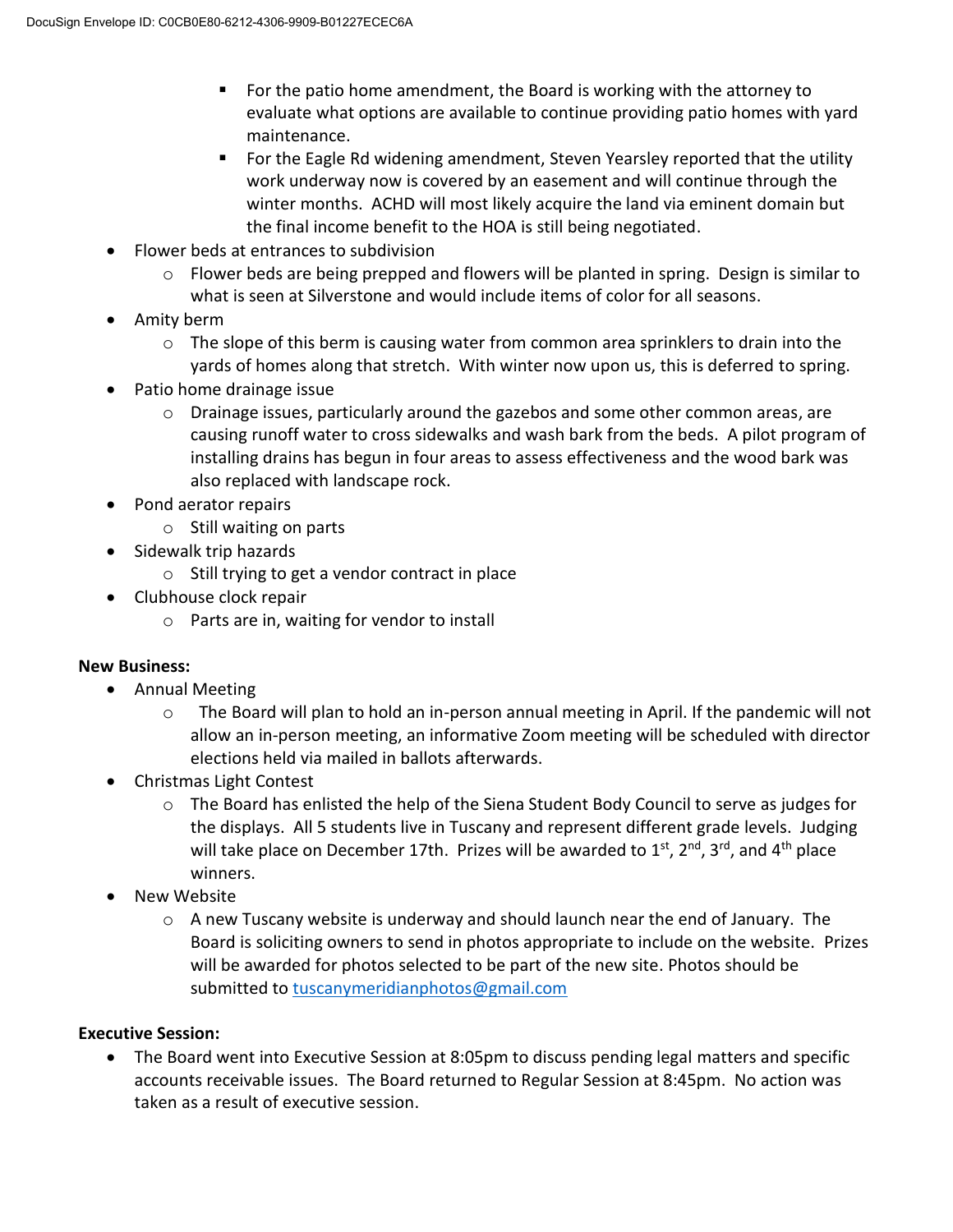- For the patio home amendment, the Board is working with the attorney to evaluate what options are available to continue providing patio homes with yard maintenance.
    - For the Eagle Rd widening amendment, Steven Yearsley reported that the utility work underway now is covered by an easement and will continue through the winter months. ACHD will most likely acquire the land via eminent domain but the final income benefit to the HOA is still being negotiated.
- Flower beds at entrances to subdivision
    - Flower beds are being prepped and flowers will be planted in spring. Design is similar to what is seen at Silverstone and would include items of color for all seasons.
- Amity berm
    - The slope of this berm is causing water from common area sprinklers to drain into the yards of homes along that stretch. With winter now upon us, this is deferred to spring.
- Patio home drainage issue
    - Drainage issues, particularly around the gazebos and some other common areas, are causing runoff water to cross sidewalks and wash bark from the beds. A pilot program of installing drains has begun in four areas to assess effectiveness and the wood bark was also replaced with landscape rock.
- Pond aerator repairs
    - Still waiting on parts
- Sidewalk trip hazards
    - Still trying to get a vendor contract in place
- Clubhouse clock repair
    - Parts are in, waiting for vendor to install

**New Business:**

- Annual Meeting
    - The Board will plan to hold an in-person annual meeting in April. If the pandemic will not allow an in-person meeting, an informative Zoom meeting will be scheduled with director elections held via mailed in ballots afterwards.
- Christmas Light Contest
    - The Board has enlisted the help of the Siena Student Body Council to serve as judges for the displays. All 5 students live in Tuscany and represent different grade levels. Judging will take place on December 17th. Prizes will be awarded to 1st, 2nd, 3rd, and 4th place winners.
- New Website
    - A new Tuscany website is underway and should launch near the end of January. The Board is soliciting owners to send in photos appropriate to include on the website. Prizes will be awarded for photos selected to be part of the new site. Photos should be submitted to tuscanymeridianphotos@gmail.com

**Executive Session:**

- The Board went into Executive Session at 8:05pm to discuss pending legal matters and specific accounts receivable issues. The Board returned to Regular Session at 8:45pm. No action was taken as a result of executive session.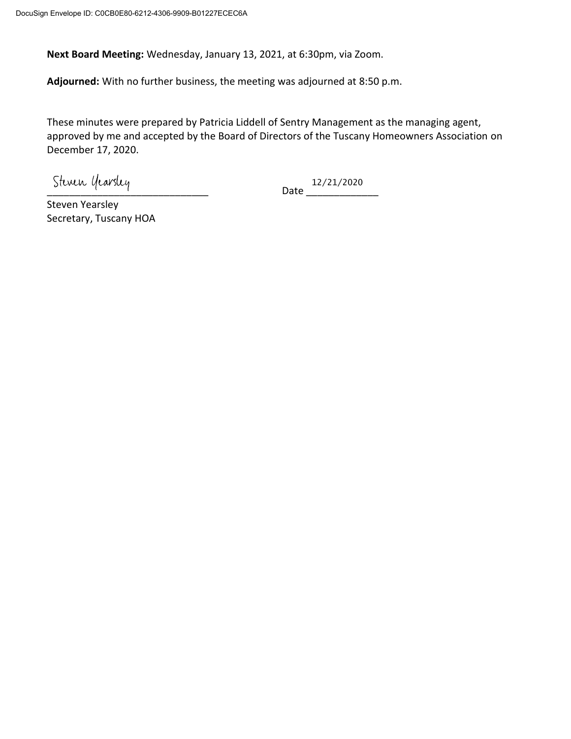**Next Board Meeting:** Wednesday, January 13, 2021, at 6:30pm, via Zoom.

**Adjourned:** With no further business, the meeting was adjourned at 8:50 p.m.

These minutes were prepared by Patricia Liddell of Sentry Management as the managing agent, approved by me and accepted by the Board of Directors of the Tuscany Homeowners Association on December 17, 2020.

Steven Yearsley
_____________________________ Date 12/21/2020

Steven Yearsley
Secretary, Tuscany HOA